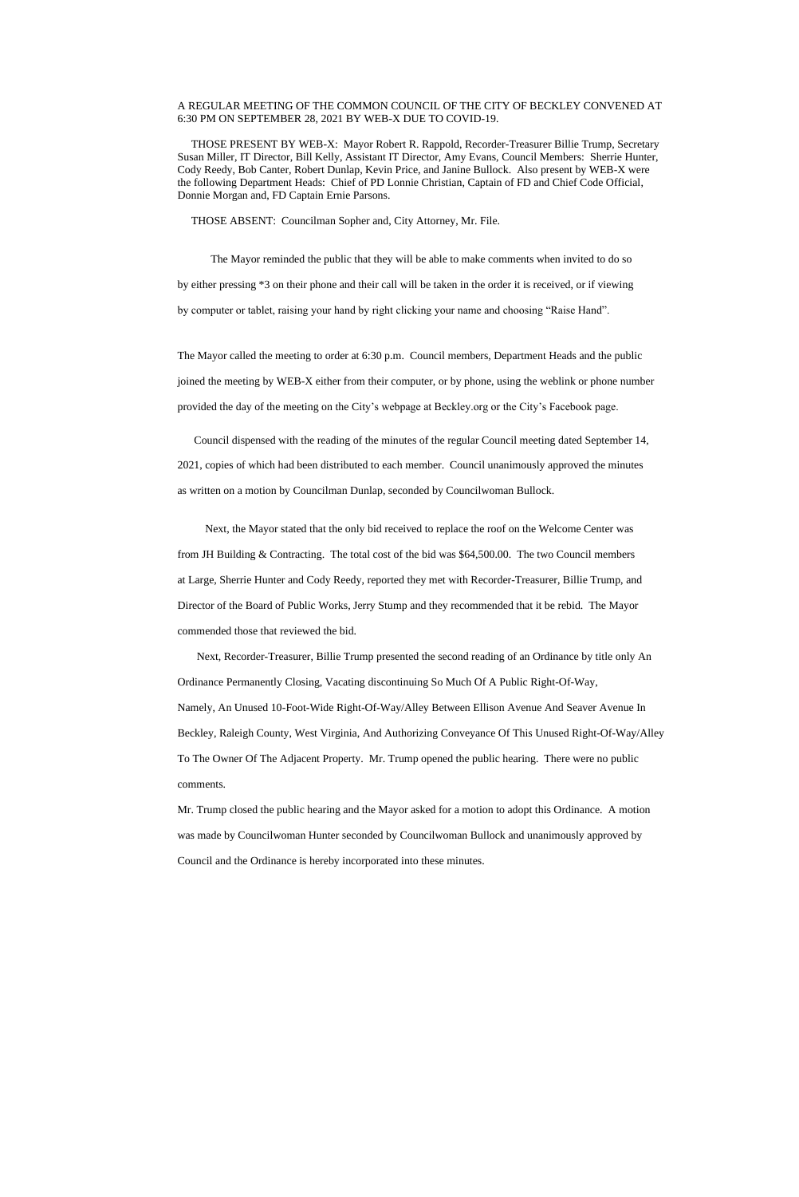A REGULAR MEETING OF THE COMMON COUNCIL OF THE CITY OF BECKLEY CONVENED AT 6:30 PM ON SEPTEMBER 28, 2021 BY WEB-X DUE TO COVID-19.

THOSE PRESENT BY WEB-X: Mayor Robert R. Rappold, Recorder-Treasurer Billie Trump, Secretary Susan Miller, IT Director, Bill Kelly, Assistant IT Director, Amy Evans, Council Members: Sherrie Hunter, Cody Reedy, Bob Canter, Robert Dunlap, Kevin Price, and Janine Bullock. Also present by WEB-X were the following Department Heads: Chief of PD Lonnie Christian, Captain of FD and Chief Code Official, Donnie Morgan and, FD Captain Ernie Parsons.

THOSE ABSENT: Councilman Sopher and, City Attorney, Mr. File.

The Mayor reminded the public that they will be able to make comments when invited to do so by either pressing *3 on their phone and their call will be taken in the order it is received, or if viewing by computer or tablet, raising your hand by right clicking your name and choosing "Raise Hand".

The Mayor called the meeting to order at 6:30 p.m. Council members, Department Heads and the public joined the meeting by WEB-X either from their computer, or by phone, using the weblink or phone number provided the day of the meeting on the City's webpage at Beckley.org or the City's Facebook page.

Council dispensed with the reading of the minutes of the regular Council meeting dated September 14, 2021, copies of which had been distributed to each member. Council unanimously approved the minutes as written on a motion by Councilman Dunlap, seconded by Councilwoman Bullock.

Next, the Mayor stated that the only bid received to replace the roof on the Welcome Center was from JH Building & Contracting. The total cost of the bid was $64,500.00. The two Council members at Large, Sherrie Hunter and Cody Reedy, reported they met with Recorder-Treasurer, Billie Trump, and Director of the Board of Public Works, Jerry Stump and they recommended that it be rebid. The Mayor commended those that reviewed the bid.

Next, Recorder-Treasurer, Billie Trump presented the second reading of an Ordinance by title only An Ordinance Permanently Closing, Vacating discontinuing So Much Of A Public Right-Of-Way, Namely, An Unused 10-Foot-Wide Right-Of-Way/Alley Between Ellison Avenue And Seaver Avenue In Beckley, Raleigh County, West Virginia, And Authorizing Conveyance Of This Unused Right-Of-Way/Alley To The Owner Of The Adjacent Property. Mr. Trump opened the public hearing. There were no public comments.

Mr. Trump closed the public hearing and the Mayor asked for a motion to adopt this Ordinance. A motion was made by Councilwoman Hunter seconded by Councilwoman Bullock and unanimously approved by Council and the Ordinance is hereby incorporated into these minutes.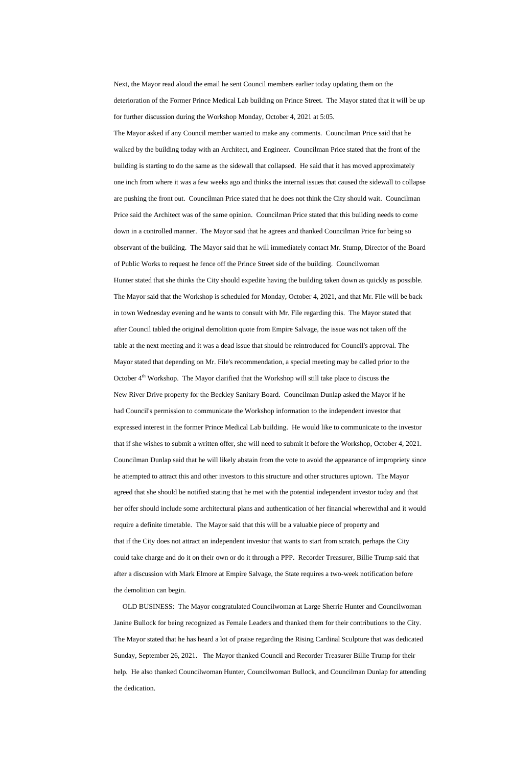Next, the Mayor read aloud the email he sent Council members earlier today updating them on the deterioration of the Former Prince Medical Lab building on Prince Street. The Mayor stated that it will be up for further discussion during the Workshop Monday, October 4, 2021 at 5:05.

The Mayor asked if any Council member wanted to make any comments. Councilman Price said that he walked by the building today with an Architect, and Engineer. Councilman Price stated that the front of the building is starting to do the same as the sidewall that collapsed. He said that it has moved approximately one inch from where it was a few weeks ago and thinks the internal issues that caused the sidewall to collapse are pushing the front out. Councilman Price stated that he does not think the City should wait. Councilman Price said the Architect was of the same opinion. Councilman Price stated that this building needs to come down in a controlled manner. The Mayor said that he agrees and thanked Councilman Price for being so observant of the building. The Mayor said that he will immediately contact Mr. Stump, Director of the Board of Public Works to request he fence off the Prince Street side of the building. Councilwoman Hunter stated that she thinks the City should expedite having the building taken down as quickly as possible. The Mayor said that the Workshop is scheduled for Monday, October 4, 2021, and that Mr. File will be back in town Wednesday evening and he wants to consult with Mr. File regarding this. The Mayor stated that after Council tabled the original demolition quote from Empire Salvage, the issue was not taken off the table at the next meeting and it was a dead issue that should be reintroduced for Council's approval. The Mayor stated that depending on Mr. File's recommendation, a special meeting may be called prior to the October 4th Workshop. The Mayor clarified that the Workshop will still take place to discuss the New River Drive property for the Beckley Sanitary Board. Councilman Dunlap asked the Mayor if he had Council's permission to communicate the Workshop information to the independent investor that expressed interest in the former Prince Medical Lab building. He would like to communicate to the investor that if she wishes to submit a written offer, she will need to submit it before the Workshop, October 4, 2021. Councilman Dunlap said that he will likely abstain from the vote to avoid the appearance of impropriety since he attempted to attract this and other investors to this structure and other structures uptown. The Mayor agreed that she should be notified stating that he met with the potential independent investor today and that her offer should include some architectural plans and authentication of her financial wherewithal and it would require a definite timetable. The Mayor said that this will be a valuable piece of property and that if the City does not attract an independent investor that wants to start from scratch, perhaps the City could take charge and do it on their own or do it through a PPP. Recorder Treasurer, Billie Trump said that after a discussion with Mark Elmore at Empire Salvage, the State requires a two-week notification before the demolition can begin.

OLD BUSINESS: The Mayor congratulated Councilwoman at Large Sherrie Hunter and Councilwoman Janine Bullock for being recognized as Female Leaders and thanked them for their contributions to the City. The Mayor stated that he has heard a lot of praise regarding the Rising Cardinal Sculpture that was dedicated Sunday, September 26, 2021. The Mayor thanked Council and Recorder Treasurer Billie Trump for their help. He also thanked Councilwoman Hunter, Councilwoman Bullock, and Councilman Dunlap for attending the dedication.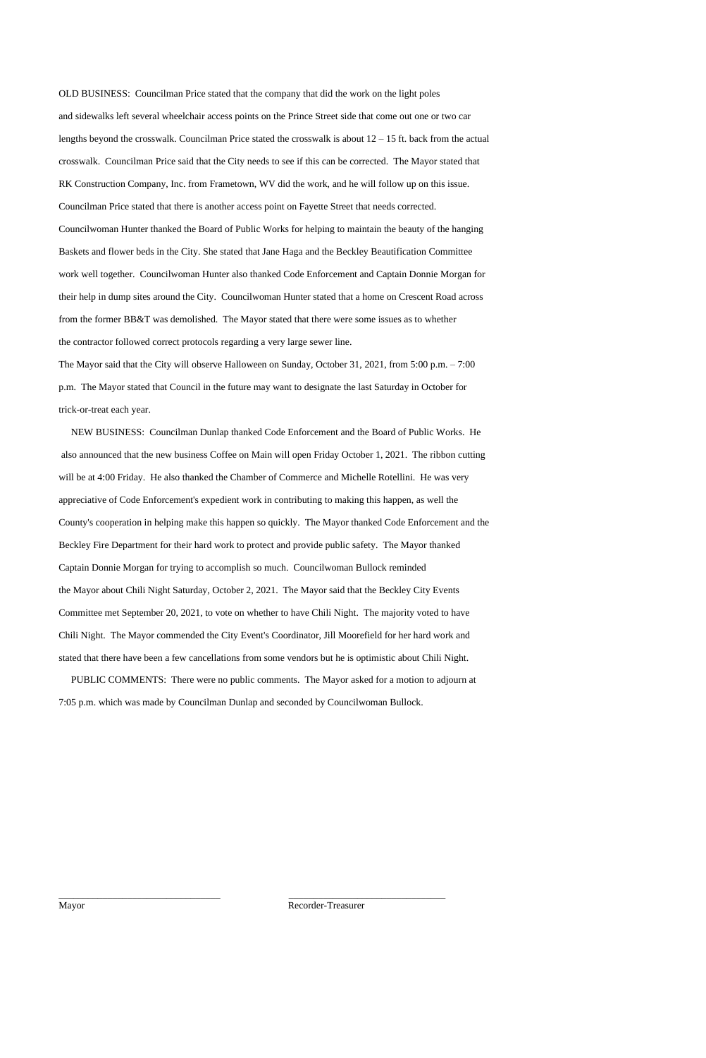OLD BUSINESS: Councilman Price stated that the company that did the work on the light poles and sidewalks left several wheelchair access points on the Prince Street side that come out one or two car lengths beyond the crosswalk. Councilman Price stated the crosswalk is about 12 – 15 ft. back from the actual crosswalk. Councilman Price said that the City needs to see if this can be corrected. The Mayor stated that RK Construction Company, Inc. from Frametown, WV did the work, and he will follow up on this issue. Councilman Price stated that there is another access point on Fayette Street that needs corrected. Councilwoman Hunter thanked the Board of Public Works for helping to maintain the beauty of the hanging Baskets and flower beds in the City. She stated that Jane Haga and the Beckley Beautification Committee work well together. Councilwoman Hunter also thanked Code Enforcement and Captain Donnie Morgan for their help in dump sites around the City. Councilwoman Hunter stated that a home on Crescent Road across from the former BB&T was demolished. The Mayor stated that there were some issues as to whether the contractor followed correct protocols regarding a very large sewer line.

The Mayor said that the City will observe Halloween on Sunday, October 31, 2021, from 5:00 p.m. – 7:00 p.m. The Mayor stated that Council in the future may want to designate the last Saturday in October for trick-or-treat each year.

NEW BUSINESS: Councilman Dunlap thanked Code Enforcement and the Board of Public Works. He also announced that the new business Coffee on Main will open Friday October 1, 2021. The ribbon cutting will be at 4:00 Friday. He also thanked the Chamber of Commerce and Michelle Rotellini. He was very appreciative of Code Enforcement's expedient work in contributing to making this happen, as well the County's cooperation in helping make this happen so quickly. The Mayor thanked Code Enforcement and the Beckley Fire Department for their hard work to protect and provide public safety. The Mayor thanked Captain Donnie Morgan for trying to accomplish so much. Councilwoman Bullock reminded the Mayor about Chili Night Saturday, October 2, 2021. The Mayor said that the Beckley City Events Committee met September 20, 2021, to vote on whether to have Chili Night. The majority voted to have Chili Night. The Mayor commended the City Event's Coordinator, Jill Moorefield for her hard work and stated that there have been a few cancellations from some vendors but he is optimistic about Chili Night.

PUBLIC COMMENTS: There were no public comments. The Mayor asked for a motion to adjourn at 7:05 p.m. which was made by Councilman Dunlap and seconded by Councilwoman Bullock.

\_\_\_\_\_\_\_\_\_\_\_\_\_\_\_\_\_\_\_\_\_\_\_\_\_\_\_\_\_\_\_\_  
Mayor

\_\_\_\_\_\_\_\_\_\_\_\_\_\_\_\_\_\_\_\_\_\_\_\_\_\_\_\_\_\_\_\_  
Recorder-Treasurer